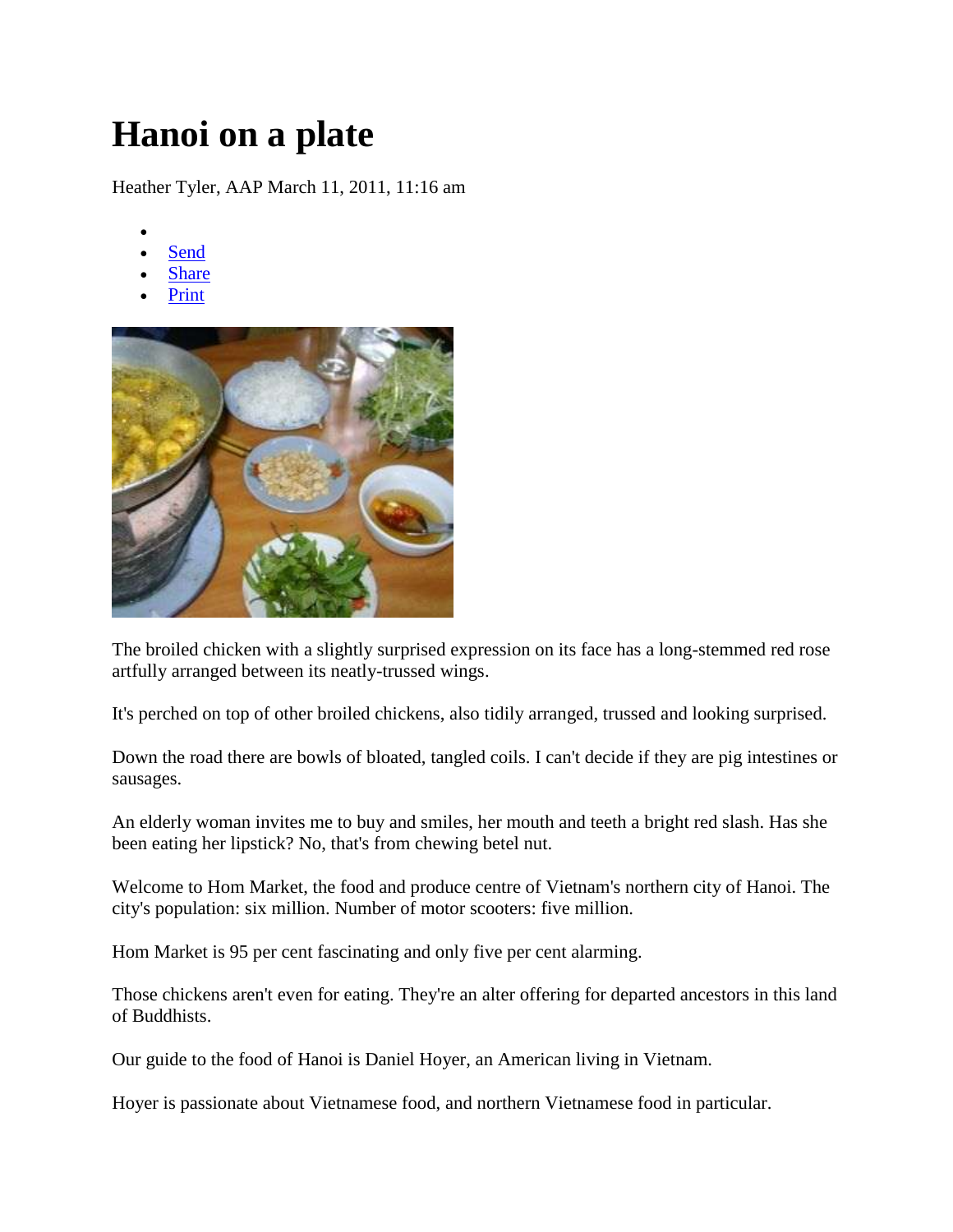# Hanoi on a plate

Heather Tyler, AAP March 11, 2011, 11:16 am

- 
- Send
- Share
- Print

The broiled chicken with a slightly surprised expression on its face has a long-stemmed red rose artfully arranged between its neatly-trussed wings.

It's perched on top of other broiled chickens, also tidily arranged, trussed and looking surprised.

Down the road there are bowls of bloated, tangled coils. I can't decide if they are pig intestines or sausages.

An elderly woman invites me to buy and smiles, her mouth and teeth a bright red slash. Has she been eating her lipstick? No, that's from chewing betel nut.

Welcome to Hom Market, the food and produce centre of Vietnam's northern city of Hanoi. The city's population: six million. Number of motor scooters: five million.

Hom Market is 95 per cent fascinating and only five per cent alarming.

Those chickens aren't even for eating. They're an alter offering for departed ancestors in this land of Buddhists.

Our guide to the food of Hanoi is Daniel Hoyer, an American living in Vietnam.

Hoyer is passionate about Vietnamese food, and northern Vietnamese food in particular.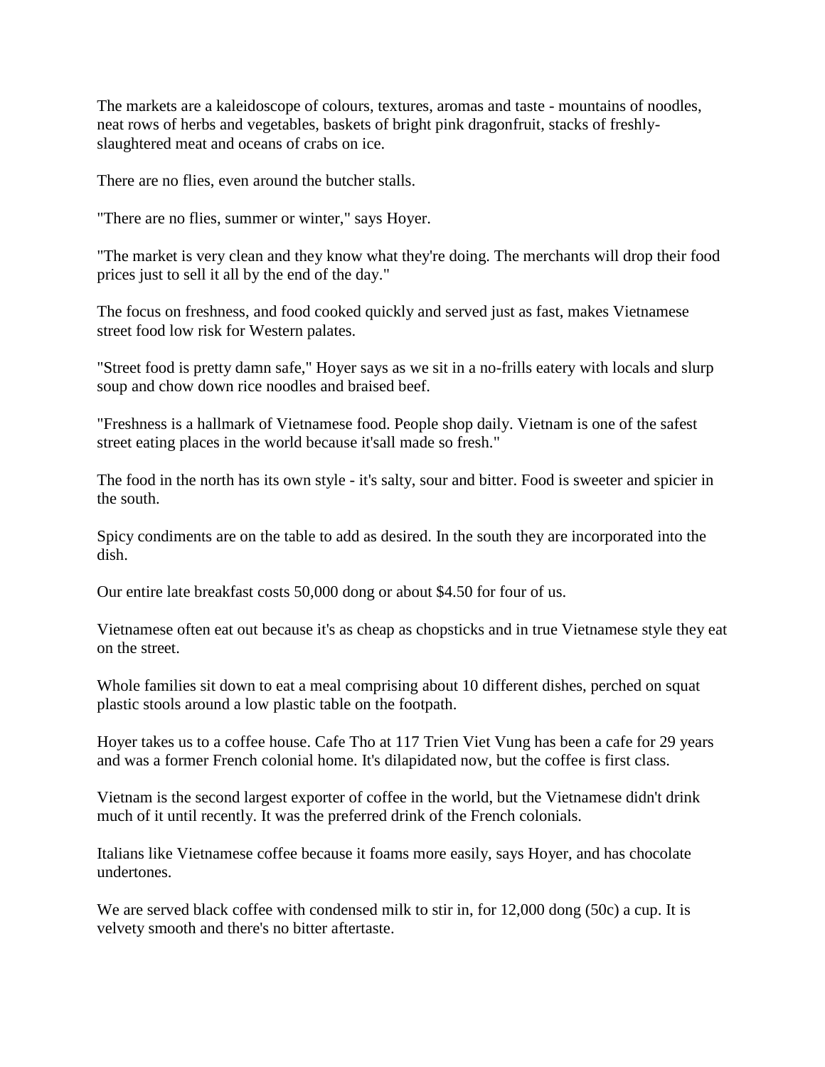The markets are a kaleidoscope of colours, textures, aromas and taste - mountains of noodles, neat rows of herbs and vegetables, baskets of bright pink dragonfruit, stacks of freshly-slaughtered meat and oceans of crabs on ice.

There are no flies, even around the butcher stalls.

"There are no flies, summer or winter," says Hoyer.

"The market is very clean and they know what they're doing. The merchants will drop their food prices just to sell it all by the end of the day."

The focus on freshness, and food cooked quickly and served just as fast, makes Vietnamese street food low risk for Western palates.

"Street food is pretty damn safe," Hoyer says as we sit in a no-frills eatery with locals and slurp soup and chow down rice noodles and braised beef.

"Freshness is a hallmark of Vietnamese food. People shop daily. Vietnam is one of the safest street eating places in the world because it'sall made so fresh."

The food in the north has its own style - it's salty, sour and bitter. Food is sweeter and spicier in the south.

Spicy condiments are on the table to add as desired. In the south they are incorporated into the dish.

Our entire late breakfast costs 50,000 dong or about $4.50 for four of us.

Vietnamese often eat out because it's as cheap as chopsticks and in true Vietnamese style they eat on the street.

Whole families sit down to eat a meal comprising about 10 different dishes, perched on squat plastic stools around a low plastic table on the footpath.

Hoyer takes us to a coffee house. Cafe Tho at 117 Trien Viet Vung has been a cafe for 29 years and was a former French colonial home. It's dilapidated now, but the coffee is first class.

Vietnam is the second largest exporter of coffee in the world, but the Vietnamese didn't drink much of it until recently. It was the preferred drink of the French colonials.

Italians like Vietnamese coffee because it foams more easily, says Hoyer, and has chocolate undertones.

We are served black coffee with condensed milk to stir in, for 12,000 dong (50c) a cup. It is velvety smooth and there's no bitter aftertaste.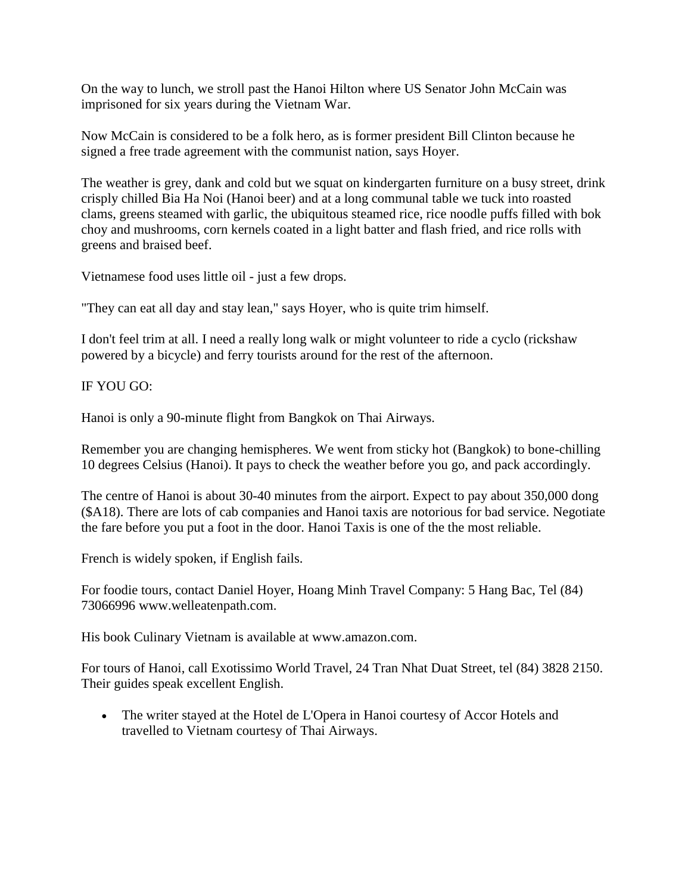On the way to lunch, we stroll past the Hanoi Hilton where US Senator John McCain was imprisoned for six years during the Vietnam War.

Now McCain is considered to be a folk hero, as is former president Bill Clinton because he signed a free trade agreement with the communist nation, says Hoyer.

The weather is grey, dank and cold but we squat on kindergarten furniture on a busy street, drink crisply chilled Bia Ha Noi (Hanoi beer) and at a long communal table we tuck into roasted clams, greens steamed with garlic, the ubiquitous steamed rice, rice noodle puffs filled with bok choy and mushrooms, corn kernels coated in a light batter and flash fried, and rice rolls with greens and braised beef.

Vietnamese food uses little oil - just a few drops.

"They can eat all day and stay lean," says Hoyer, who is quite trim himself.

I don't feel trim at all. I need a really long walk or might volunteer to ride a cyclo (rickshaw powered by a bicycle) and ferry tourists around for the rest of the afternoon.

IF YOU GO:

Hanoi is only a 90-minute flight from Bangkok on Thai Airways.

Remember you are changing hemispheres. We went from sticky hot (Bangkok) to bone-chilling 10 degrees Celsius (Hanoi). It pays to check the weather before you go, and pack accordingly.

The centre of Hanoi is about 30-40 minutes from the airport. Expect to pay about 350,000 dong ($A18). There are lots of cab companies and Hanoi taxis are notorious for bad service. Negotiate the fare before you put a foot in the door. Hanoi Taxis is one of the the most reliable.

French is widely spoken, if English fails.

For foodie tours, contact Daniel Hoyer, Hoang Minh Travel Company: 5 Hang Bac, Tel (84) 73066996 www.welleatenpath.com.

His book Culinary Vietnam is available at www.amazon.com.

For tours of Hanoi, call Exotissimo World Travel, 24 Tran Nhat Duat Street, tel (84) 3828 2150. Their guides speak excellent English.

- The writer stayed at the Hotel de L'Opera in Hanoi courtesy of Accor Hotels and travelled to Vietnam courtesy of Thai Airways.